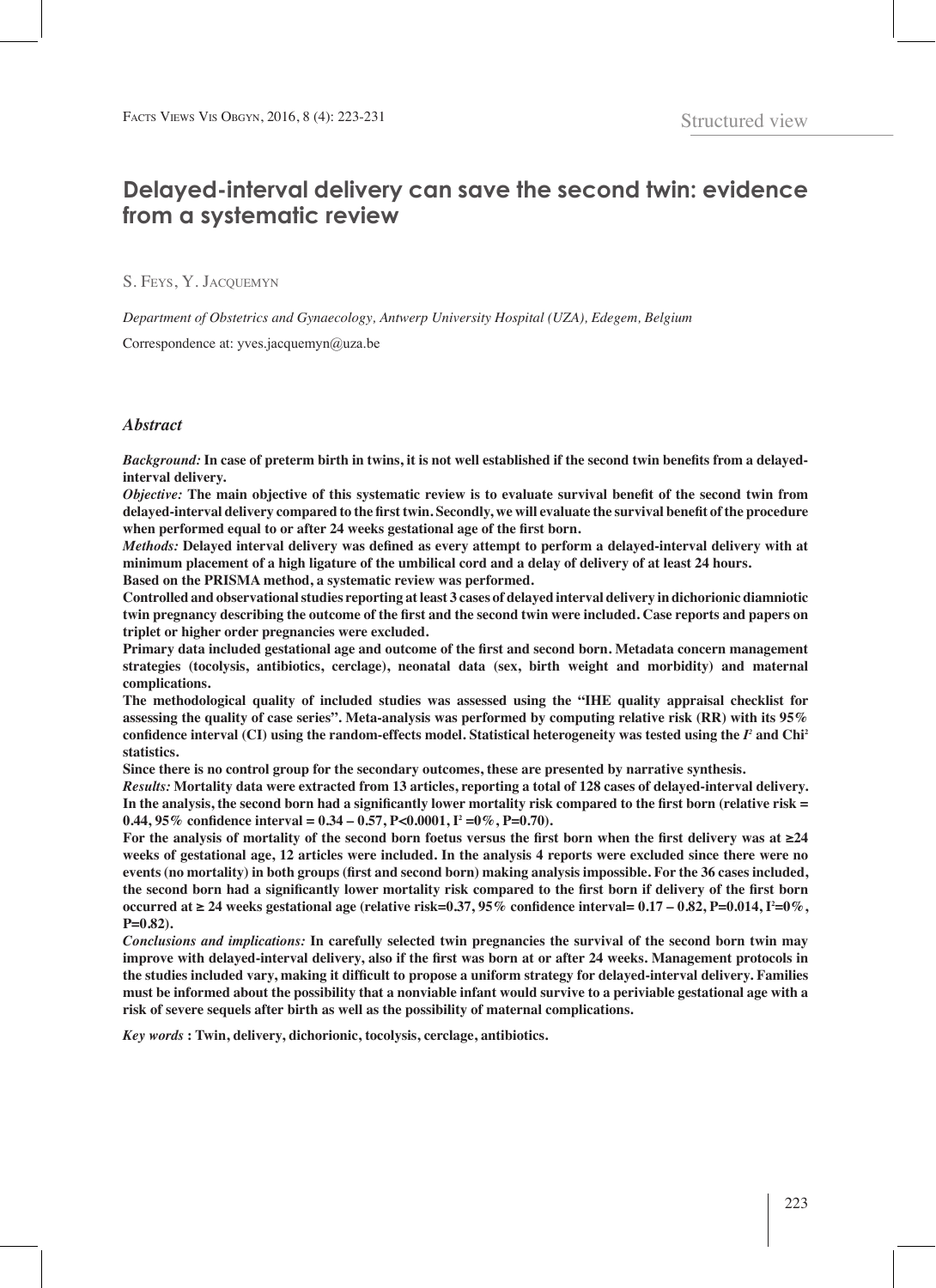Structured view

# Delayed-interval delivery can save the second twin: evidence from a systematic review

S. Feys, Y. Jacquemyn

*Department of Obstetrics and Gynaecology, Antwerp University Hospital (UZA), Edegem, Belgium*

Correspondence at: yves.jacquemyn@uza.be

## *Abstract*

***Background:*** **In case of preterm birth in twins, it is not well established if the second twin benefits from a delayed-interval delivery.**

***Objective:*** **The main objective of this systematic review is to evaluate survival benefit of the second twin from delayed-interval delivery compared to the first twin. Secondly, we will evaluate the survival benefit of the procedure when performed equal to or after 24 weeks gestational age of the first born.**

***Methods:*** **Delayed interval delivery was defined as every attempt to perform a delayed-interval delivery with at minimum placement of a high ligature of the umbilical cord and a delay of delivery of at least 24 hours.**

**Based on the PRISMA method, a systematic review was performed.**

**Controlled and observational studies reporting at least 3 cases of delayed interval delivery in dichorionic diamniotic twin pregnancy describing the outcome of the first and the second twin were included. Case reports and papers on triplet or higher order pregnancies were excluded.**

**Primary data included gestational age and outcome of the first and second born. Metadata concern management strategies (tocolysis, antibiotics, cerclage), neonatal data (sex, birth weight and morbidity) and maternal complications.**

**The methodological quality of included studies was assessed using the "IHE quality appraisal checklist for assessing the quality of case series". Meta-analysis was performed by computing relative risk (RR) with its 95% confidence interval (CI) using the random-effects model. Statistical heterogeneity was tested using the $I^2$ and $Chi^2$ statistics.**

**Since there is no control group for the secondary outcomes, these are presented by narrative synthesis.**

***Results:*** **Mortality data were extracted from 13 articles, reporting a total of 128 cases of delayed-interval delivery. In the analysis, the second born had a significantly lower mortality risk compared to the first born (relative risk = 0.44, 95% confidence interval = 0.34 – 0.57, P<0.0001, $I^2$ =0%, P=0.70).**

**For the analysis of mortality of the second born foetus versus the first born when the first delivery was at ≥24 weeks of gestational age, 12 articles were included. In the analysis 4 reports were excluded since there were no events (no mortality) in both groups (first and second born) making analysis impossible. For the 36 cases included, the second born had a significantly lower mortality risk compared to the first born if delivery of the first born occurred at ≥ 24 weeks gestational age (relative risk=0.37, 95% confidence interval= 0.17 – 0.82, P=0.014, $I^2$=0%, P=0.82).**

***Conclusions and implications:*** **In carefully selected twin pregnancies the survival of the second born twin may improve with delayed-interval delivery, also if the first was born at or after 24 weeks. Management protocols in the studies included vary, making it difficult to propose a uniform strategy for delayed-interval delivery. Families must be informed about the possibility that a nonviable infant would survive to a periviable gestational age with a risk of severe sequels after birth as well as the possibility of maternal complications.**

***Key words*** **: Twin, delivery, dichorionic, tocolysis, cerclage, antibiotics.**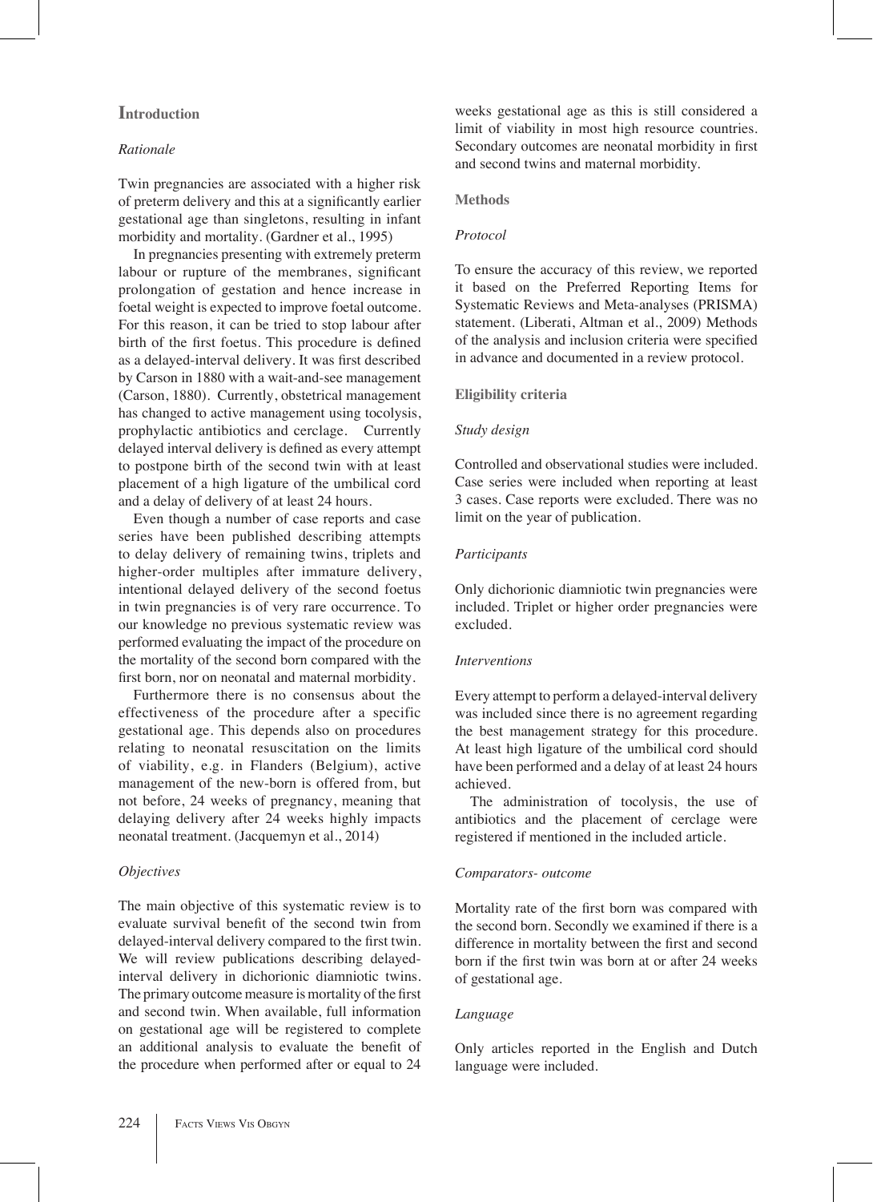## Introduction

### *Rationale*

Twin pregnancies are associated with a higher risk of preterm delivery and this at a significantly earlier gestational age than singletons, resulting in infant morbidity and mortality. (Gardner et al., 1995)

In pregnancies presenting with extremely preterm labour or rupture of the membranes, significant prolongation of gestation and hence increase in foetal weight is expected to improve foetal outcome. For this reason, it can be tried to stop labour after birth of the first foetus. This procedure is defined as a delayed-interval delivery. It was first described by Carson in 1880 with a wait-and-see management (Carson, 1880). Currently, obstetrical management has changed to active management using tocolysis, prophylactic antibiotics and cerclage. Currently delayed interval delivery is defined as every attempt to postpone birth of the second twin with at least placement of a high ligature of the umbilical cord and a delay of delivery of at least 24 hours.

Even though a number of case reports and case series have been published describing attempts to delay delivery of remaining twins, triplets and higher-order multiples after immature delivery, intentional delayed delivery of the second foetus in twin pregnancies is of very rare occurrence. To our knowledge no previous systematic review was performed evaluating the impact of the procedure on the mortality of the second born compared with the first born, nor on neonatal and maternal morbidity.

Furthermore there is no consensus about the effectiveness of the procedure after a specific gestational age. This depends also on procedures relating to neonatal resuscitation on the limits of viability, e.g. in Flanders (Belgium), active management of the new-born is offered from, but not before, 24 weeks of pregnancy, meaning that delaying delivery after 24 weeks highly impacts neonatal treatment. (Jacquemyn et al., 2014)

### *Objectives*

The main objective of this systematic review is to evaluate survival benefit of the second twin from delayed-interval delivery compared to the first twin. We will review publications describing delayed-interval delivery in dichorionic diamniotic twins. The primary outcome measure is mortality of the first and second twin. When available, full information on gestational age will be registered to complete an additional analysis to evaluate the benefit of the procedure when performed after or equal to 24 weeks gestational age as this is still considered a limit of viability in most high resource countries. Secondary outcomes are neonatal morbidity in first and second twins and maternal morbidity.

## Methods

### *Protocol*

To ensure the accuracy of this review, we reported it based on the Preferred Reporting Items for Systematic Reviews and Meta-analyses (PRISMA) statement. (Liberati, Altman et al., 2009) Methods of the analysis and inclusion criteria were specified in advance and documented in a review protocol.

### Eligibility criteria

#### *Study design*

Controlled and observational studies were included. Case series were included when reporting at least 3 cases. Case reports were excluded. There was no limit on the year of publication.

#### *Participants*

Only dichorionic diamniotic twin pregnancies were included. Triplet or higher order pregnancies were excluded.

#### *Interventions*

Every attempt to perform a delayed-interval delivery was included since there is no agreement regarding the best management strategy for this procedure. At least high ligature of the umbilical cord should have been performed and a delay of at least 24 hours achieved.

The administration of tocolysis, the use of antibiotics and the placement of cerclage were registered if mentioned in the included article.

#### *Comparators- outcome*

Mortality rate of the first born was compared with the second born. Secondly we examined if there is a difference in mortality between the first and second born if the first twin was born at or after 24 weeks of gestational age.

#### *Language*

Only articles reported in the English and Dutch language were included.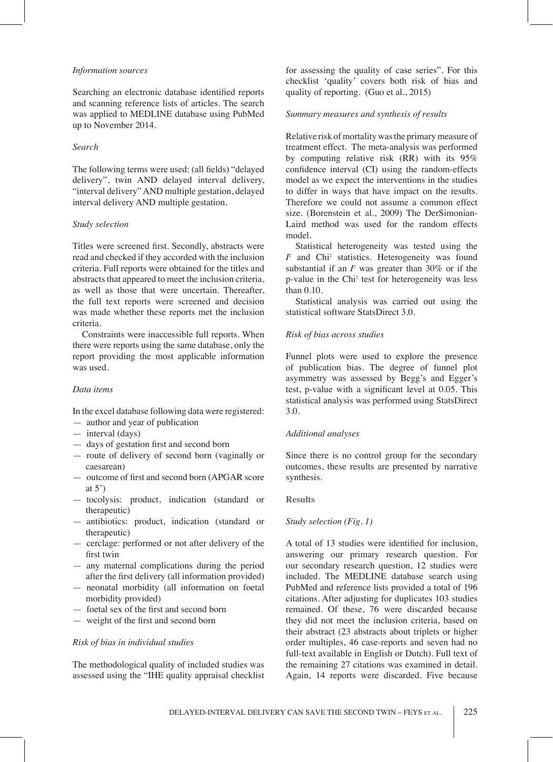*Information sources*

Searching an electronic database identified reports and scanning reference lists of articles. The search was applied to MEDLINE database using PubMed up to November 2014.

*Search*

The following terms were used: (all fields) "delayed delivery", twin AND delayed interval delivery, "interval delivery" AND multiple gestation, delayed interval delivery AND multiple gestation.

*Study selection*

Titles were screened first. Secondly, abstracts were read and checked if they accorded with the inclusion criteria. Full reports were obtained for the titles and abstracts that appeared to meet the inclusion criteria, as well as those that were uncertain. Thereafter, the full text reports were screened and decision was made whether these reports met the inclusion criteria.

Constraints were inaccessible full reports. When there were reports using the same database, only the report providing the most applicable information was used.

*Data items*

In the excel database following data were registered:

- author and year of publication
- interval (days)
- days of gestation first and second born
- route of delivery of second born (vaginally or caesarean)
- outcome of first and second born (APGAR score at 5')
- tocolysis: product, indication (standard or therapeutic)
- antibiotics: product, indication (standard or therapeutic)
- cerclage: performed or not after delivery of the first twin
- any maternal complications during the period after the first delivery (all information provided)
- neonatal morbidity (all information on foetal morbidity provided)
- foetal sex of the first and second born
- weight of the first and second born

*Risk of bias in individual studies*

The methodological quality of included studies was assessed using the "IHE quality appraisal checklist for assessing the quality of case series". For this checklist 'quality' covers both risk of bias and quality of reporting. (Guo et al., 2015)

*Summary measures and synthesis of results*

Relative risk of mortality was the primary measure of treatment effect. The meta-analysis was performed by computing relative risk (RR) with its 95% confidence interval (CI) using the random-effects model as we expect the interventions in the studies to differ in ways that have impact on the results. Therefore we could not assume a common effect size. (Borenstein et al., 2009) The DerSimonian-Laird method was used for the random effects model.

Statistical heterogeneity was tested using the $I^2$ and $Chi^2$ statistics. Heterogeneity was found substantial if an $I^2$ was greater than 30% or if the p-value in the $Chi^2$ test for heterogeneity was less than 0.10.

Statistical analysis was carried out using the statistical software StatsDirect 3.0.

*Risk of bias across studies*

Funnel plots were used to explore the presence of publication bias. The degree of funnel plot asymmetry was assessed by Begg's and Egger's test, p-value with a significant level at 0.05. This statistical analysis was performed using StatsDirect 3.0.

*Additional analyses*

Since there is no control group for the secondary outcomes, these results are presented by narrative synthesis.

## Results

*Study selection (Fig. 1)*

A total of 13 studies were identified for inclusion, answering our primary research question. For our secondary research question, 12 studies were included. The MEDLINE database search using PubMed and reference lists provided a total of 196 citations. After adjusting for duplicates 103 studies remained. Of these, 76 were discarded because they did not meet the inclusion criteria, based on their abstract (23 abstracts about triplets or higher order multiples, 46 case-reports and seven had no full-text available in English or Dutch). Full text of the remaining 27 citations was examined in detail. Again, 14 reports were discarded. Five because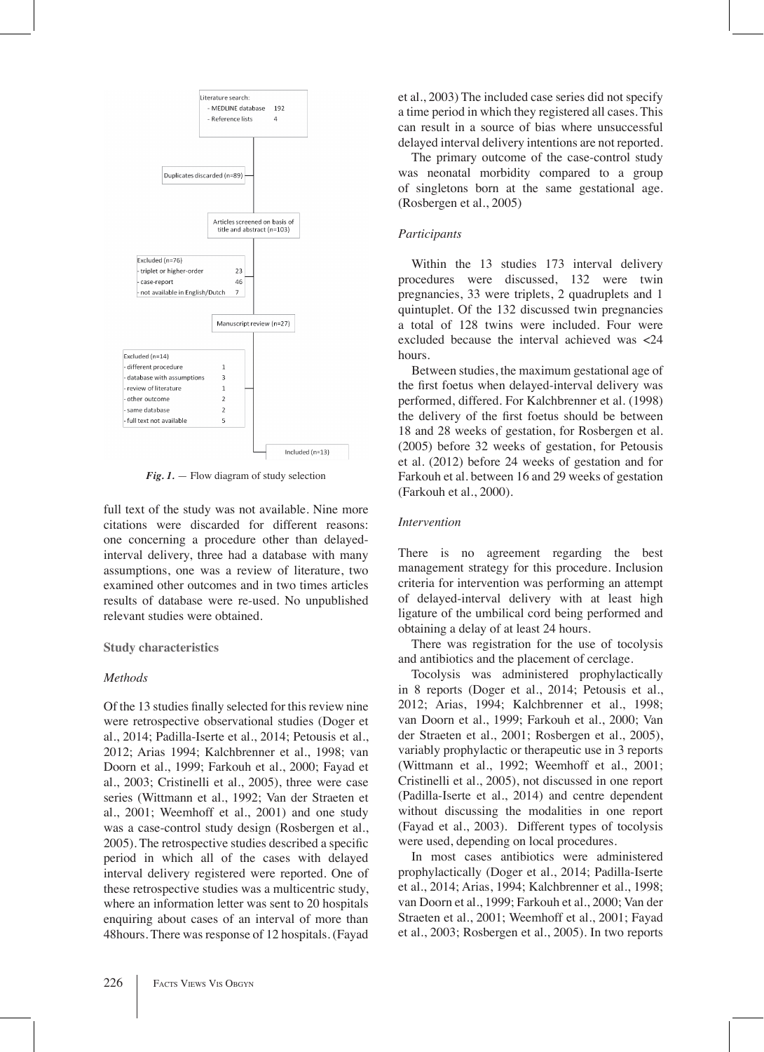Literature search:
- MEDLINE database 192
- Reference lists 4

Duplicates discarded (n=89)

Articles screened on basis of title and abstract (n=103)

Excluded (n=76)
- triplet or higher-order 23
- case-report 46
- not available in English/Dutch 7

Manuscript review (n=27)

Excluded (n=14)
- different procedure 1
- database with assumptions 3
- review of literature 1
- other outcome 2
- same database 2
- full text not available 5

Included (n=13)

***Fig. 1.*** — Flow diagram of study selection

full text of the study was not available. Nine more citations were discarded for different reasons: one concerning a procedure other than delayed-interval delivery, three had a database with many assumptions, one was a review of literature, two examined other outcomes and in two times articles results of database were re-used. No unpublished relevant studies were obtained.

**Study characteristics**

*Methods*

Of the 13 studies finally selected for this review nine were retrospective observational studies (Doger et al., 2014; Padilla-Iserte et al., 2014; Petousis et al., 2012; Arias 1994; Kalchbrenner et al., 1998; van Doorn et al., 1999; Farkouh et al., 2000; Fayad et al., 2003; Cristinelli et al., 2005), three were case series (Wittmann et al., 1992; Van der Straeten et al., 2001; Weemhoff et al., 2001) and one study was a case-control study design (Rosbergen et al., 2005). The retrospective studies described a specific period in which all of the cases with delayed interval delivery registered were reported. One of these retrospective studies was a multicentric study, where an information letter was sent to 20 hospitals enquiring about cases of an interval of more than 48hours. There was response of 12 hospitals. (Fayad et al., 2003) The included case series did not specify a time period in which they registered all cases. This can result in a source of bias where unsuccessful delayed interval delivery intentions are not reported.

The primary outcome of the case-control study was neonatal morbidity compared to a group of singletons born at the same gestational age. (Rosbergen et al., 2005)

*Participants*

Within the 13 studies 173 interval delivery procedures were discussed, 132 were twin pregnancies, 33 were triplets, 2 quadruplets and 1 quintuplet. Of the 132 discussed twin pregnancies a total of 128 twins were included. Four were excluded because the interval achieved was <24 hours.

Between studies, the maximum gestational age of the first foetus when delayed-interval delivery was performed, differed. For Kalchbrenner et al. (1998) the delivery of the first foetus should be between 18 and 28 weeks of gestation, for Rosbergen et al. (2005) before 32 weeks of gestation, for Petousis et al. (2012) before 24 weeks of gestation and for Farkouh et al. between 16 and 29 weeks of gestation (Farkouh et al., 2000).

*Intervention*

There is no agreement regarding the best management strategy for this procedure. Inclusion criteria for intervention was performing an attempt of delayed-interval delivery with at least high ligature of the umbilical cord being performed and obtaining a delay of at least 24 hours.

There was registration for the use of tocolysis and antibiotics and the placement of cerclage.

Tocolysis was administered prophylactically in 8 reports (Doger et al., 2014; Petousis et al., 2012; Arias, 1994; Kalchbrenner et al., 1998; van Doorn et al., 1999; Farkouh et al., 2000; Van der Straeten et al., 2001; Rosbergen et al., 2005), variably prophylactic or therapeutic use in 3 reports (Wittmann et al., 1992; Weemhoff et al., 2001; Cristinelli et al., 2005), not discussed in one report (Padilla-Iserte et al., 2014) and centre dependent without discussing the modalities in one report (Fayad et al., 2003). Different types of tocolysis were used, depending on local procedures.

In most cases antibiotics were administered prophylactically (Doger et al., 2014; Padilla-Iserte et al., 2014; Arias, 1994; Kalchbrenner et al., 1998; van Doorn et al., 1999; Farkouh et al., 2000; Van der Straeten et al., 2001; Weemhoff et al., 2001; Fayad et al., 2003; Rosbergen et al., 2005). In two reports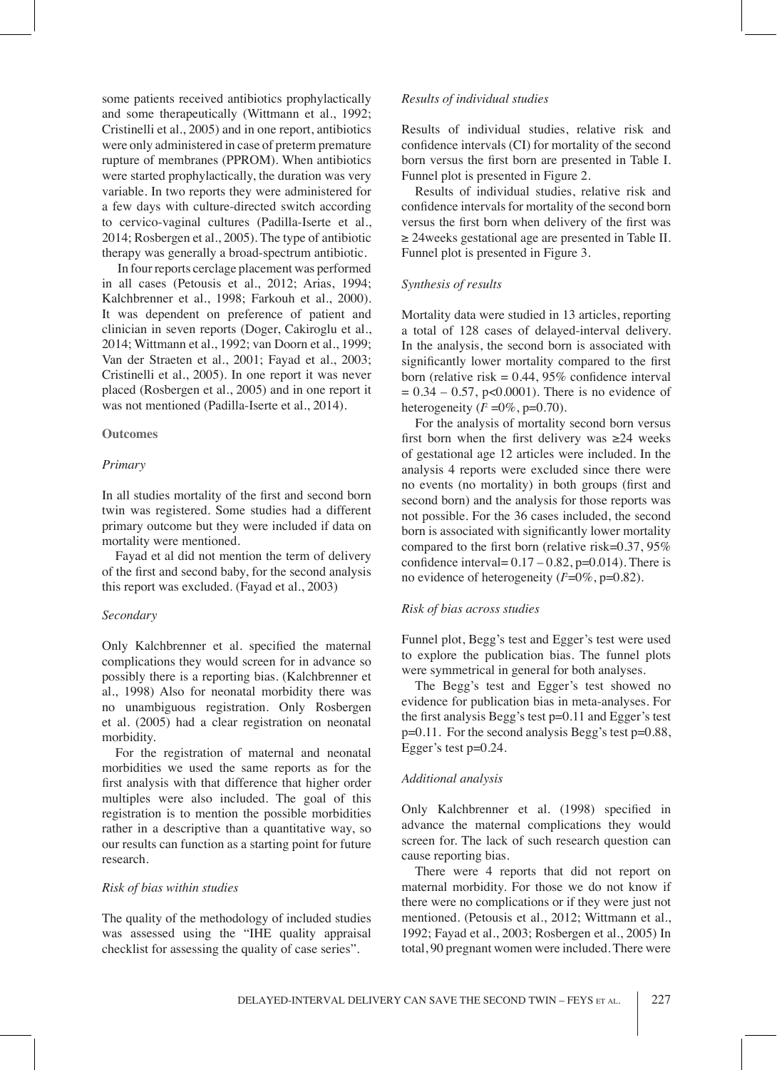some patients received antibiotics prophylactically and some therapeutically (Wittmann et al., 1992; Cristinelli et al., 2005) and in one report, antibiotics were only administered in case of preterm premature rupture of membranes (PPROM). When antibiotics were started prophylactically, the duration was very variable. In two reports they were administered for a few days with culture-directed switch according to cervico-vaginal cultures (Padilla-Iserte et al., 2014; Rosbergen et al., 2005). The type of antibiotic therapy was generally a broad-spectrum antibiotic.

In four reports cerclage placement was performed in all cases (Petousis et al., 2012; Arias, 1994; Kalchbrenner et al., 1998; Farkouh et al., 2000). It was dependent on preference of patient and clinician in seven reports (Doger, Cakiroglu et al., 2014; Wittmann et al., 1992; van Doorn et al., 1999; Van der Straeten et al., 2001; Fayad et al., 2003; Cristinelli et al., 2005). In one report it was never placed (Rosbergen et al., 2005) and in one report it was not mentioned (Padilla-Iserte et al., 2014).

**Outcomes**

*Primary*

In all studies mortality of the first and second born twin was registered. Some studies had a different primary outcome but they were included if data on mortality were mentioned.

Fayad et al did not mention the term of delivery of the first and second baby, for the second analysis this report was excluded. (Fayad et al., 2003)

*Secondary*

Only Kalchbrenner et al. specified the maternal complications they would screen for in advance so possibly there is a reporting bias. (Kalchbrenner et al., 1998) Also for neonatal morbidity there was no unambiguous registration. Only Rosbergen et al. (2005) had a clear registration on neonatal morbidity.

For the registration of maternal and neonatal morbidities we used the same reports as for the first analysis with that difference that higher order multiples were also included. The goal of this registration is to mention the possible morbidities rather in a descriptive than a quantitative way, so our results can function as a starting point for future research.

*Risk of bias within studies*

The quality of the methodology of included studies was assessed using the "IHE quality appraisal checklist for assessing the quality of case series".

*Results of individual studies*

Results of individual studies, relative risk and confidence intervals (CI) for mortality of the second born versus the first born are presented in Table I. Funnel plot is presented in Figure 2.

Results of individual studies, relative risk and confidence intervals for mortality of the second born versus the first born when delivery of the first was ≥ 24weeks gestational age are presented in Table II. Funnel plot is presented in Figure 3.

*Synthesis of results*

Mortality data were studied in 13 articles, reporting a total of 128 cases of delayed-interval delivery. In the analysis, the second born is associated with significantly lower mortality compared to the first born (relative risk = 0.44, 95% confidence interval = 0.34 – 0.57, $p<0.0001$). There is no evidence of heterogeneity ($I^2=0\%$, $p=0.70$).

For the analysis of mortality second born versus first born when the first delivery was ≥24 weeks of gestational age 12 articles were included. In the analysis 4 reports were excluded since there were no events (no mortality) in both groups (first and second born) and the analysis for those reports was not possible. For the 36 cases included, the second born is associated with significantly lower mortality compared to the first born (relative risk=0.37, 95% confidence interval= 0.17 – 0.82, $p=0.014$). There is no evidence of heterogeneity ($I^2=0\%$, $p=0.82$).

*Risk of bias across studies*

Funnel plot, Begg's test and Egger's test were used to explore the publication bias. The funnel plots were symmetrical in general for both analyses.

The Begg's test and Egger's test showed no evidence for publication bias in meta-analyses. For the first analysis Begg's test $p=0.11$ and Egger's test $p=0.11$. For the second analysis Begg's test $p=0.88$, Egger's test $p=0.24$.

*Additional analysis*

Only Kalchbrenner et al. (1998) specified in advance the maternal complications they would screen for. The lack of such research question can cause reporting bias.

There were 4 reports that did not report on maternal morbidity. For those we do not know if there were no complications or if they were just not mentioned. (Petousis et al., 2012; Wittmann et al., 1992; Fayad et al., 2003; Rosbergen et al., 2005) In total, 90 pregnant women were included. There were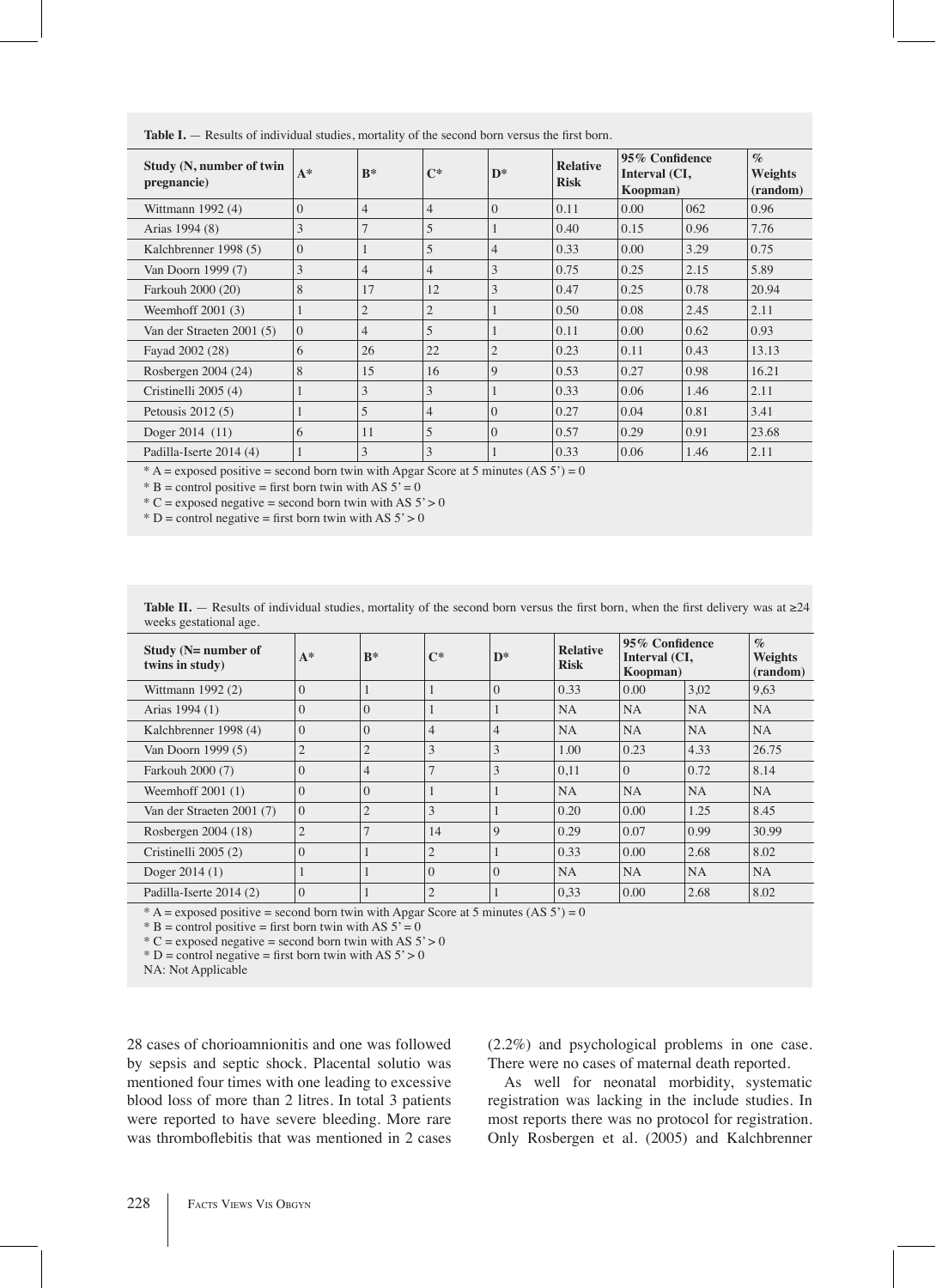**Table I.** — Results of individual studies, mortality of the second born versus the first born.

| Study (N, number of twin pregnancie) | A* | B* | C* | D* | Relative Risk | 95% Confidence Interval (CI, Koopman) | | % Weights (random) |
|---|---|---|---|---|---|---|---|---|
| Wittmann 1992 (4) | 0 | 4 | 4 | 0 | 0.11 | 0.00 | 062 | 0.96 |
| Arias 1994 (8) | 3 | 7 | 5 | 1 | 0.40 | 0.15 | 0.96 | 7.76 |
| Kalchbrenner 1998 (5) | 0 | 1 | 5 | 4 | 0.33 | 0.00 | 3.29 | 0.75 |
| Van Doorn 1999 (7) | 3 | 4 | 4 | 3 | 0.75 | 0.25 | 2.15 | 5.89 |
| Farkouh 2000 (20) | 8 | 17 | 12 | 3 | 0.47 | 0.25 | 0.78 | 20.94 |
| Weemhoff 2001 (3) | 1 | 2 | 2 | 1 | 0.50 | 0.08 | 2.45 | 2.11 |
| Van der Straeten 2001 (5) | 0 | 4 | 5 | 1 | 0.11 | 0.00 | 0.62 | 0.93 |
| Fayad 2002 (28) | 6 | 26 | 22 | 2 | 0.23 | 0.11 | 0.43 | 13.13 |
| Rosbergen 2004 (24) | 8 | 15 | 16 | 9 | 0.53 | 0.27 | 0.98 | 16.21 |
| Cristinelli 2005 (4) | 1 | 3 | 3 | 1 | 0.33 | 0.06 | 1.46 | 2.11 |
| Petousis 2012 (5) | 1 | 5 | 4 | 0 | 0.27 | 0.04 | 0.81 | 3.41 |
| Doger 2014 (11) | 6 | 11 | 5 | 0 | 0.57 | 0.29 | 0.91 | 23.68 |
| Padilla-Iserte 2014 (4) | 1 | 3 | 3 | 1 | 0.33 | 0.06 | 1.46 | 2.11 |

\* A = exposed positive = second born twin with Apgar Score at 5 minutes (AS 5') = 0
\* B = control positive = first born twin with AS 5' = 0
\* C = exposed negative = second born twin with AS 5' > 0
\* D = control negative = first born twin with AS 5' > 0

**Table II.** — Results of individual studies, mortality of the second born versus the first born, when the first delivery was at ≥24 weeks gestational age.

| Study (N= number of twins in study) | A* | B* | C* | D* | Relative Risk | 95% Confidence Interval (CI, Koopman) | | % Weights (random) |
|---|---|---|---|---|---|---|---|---|
| Wittmann 1992 (2) | 0 | 1 | 1 | 0 | 0.33 | 0.00 | 3,02 | 9,63 |
| Arias 1994 (1) | 0 | 0 | 1 | 1 | NA | NA | NA | NA |
| Kalchbrenner 1998 (4) | 0 | 0 | 4 | 4 | NA | NA | NA | NA |
| Van Doorn 1999 (5) | 2 | 2 | 3 | 3 | 1.00 | 0.23 | 4.33 | 26.75 |
| Farkouh 2000 (7) | 0 | 4 | 7 | 3 | 0,11 | 0 | 0.72 | 8.14 |
| Weemhoff 2001 (1) | 0 | 0 | 1 | 1 | NA | NA | NA | NA |
| Van der Straeten 2001 (7) | 0 | 2 | 3 | 1 | 0.20 | 0.00 | 1.25 | 8.45 |
| Rosbergen 2004 (18) | 2 | 7 | 14 | 9 | 0.29 | 0.07 | 0.99 | 30.99 |
| Cristinelli 2005 (2) | 0 | 1 | 2 | 1 | 0.33 | 0.00 | 2.68 | 8.02 |
| Doger 2014 (1) | 1 | 1 | 0 | 0 | NA | NA | NA | NA |
| Padilla-Iserte 2014 (2) | 0 | 1 | 2 | 1 | 0,33 | 0.00 | 2.68 | 8.02 |

\* A = exposed positive = second born twin with Apgar Score at 5 minutes (AS 5') = 0
\* B = control positive = first born twin with AS 5' = 0
\* C = exposed negative = second born twin with AS 5' > 0
\* D = control negative = first born twin with AS 5' > 0
NA: Not Applicable

28 cases of chorioamnionitis and one was followed by sepsis and septic shock. Placental solutio was mentioned four times with one leading to excessive blood loss of more than 2 litres. In total 3 patients were reported to have severe bleeding. More rare was thromboflebitis that was mentioned in 2 cases (2.2%) and psychological problems in one case. There were no cases of maternal death reported.

As well for neonatal morbidity, systematic registration was lacking in the include studies. In most reports there was no protocol for registration. Only Rosbergen et al. (2005) and Kalchbrenner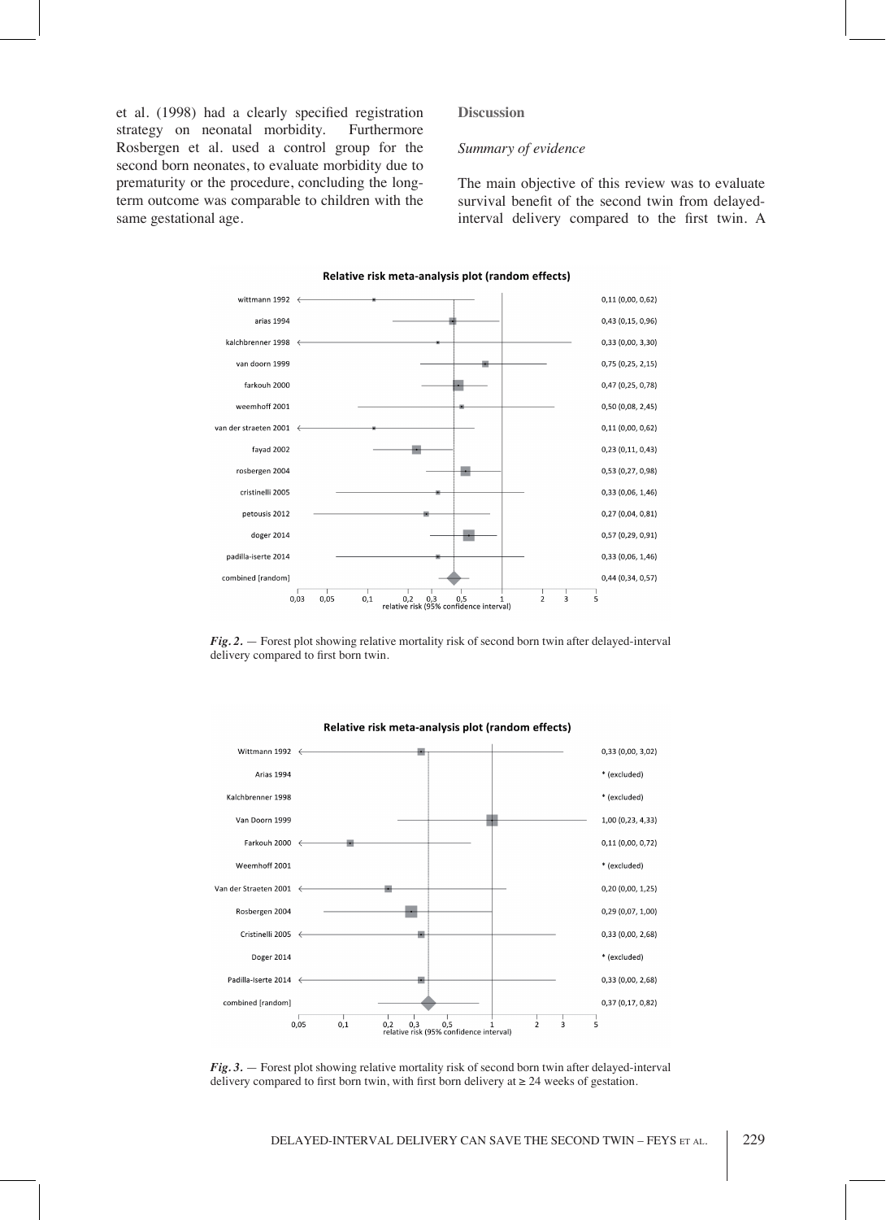et al. (1998) had a clearly specified registration strategy on neonatal morbidity. Furthermore Rosbergen et al. used a control group for the second born neonates, to evaluate morbidity due to prematurity or the procedure, concluding the long-term outcome was comparable to children with the same gestational age.

## Discussion

### *Summary of evidence*

The main objective of this review was to evaluate survival benefit of the second twin from delayed-interval delivery compared to the first twin. A

***Fig. 2.*** — Forest plot showing relative mortality risk of second born twin after delayed-interval delivery compared to first born twin.

***Fig. 3.*** — Forest plot showing relative mortality risk of second born twin after delayed-interval delivery compared to first born twin, with first born delivery at ≥ 24 weeks of gestation.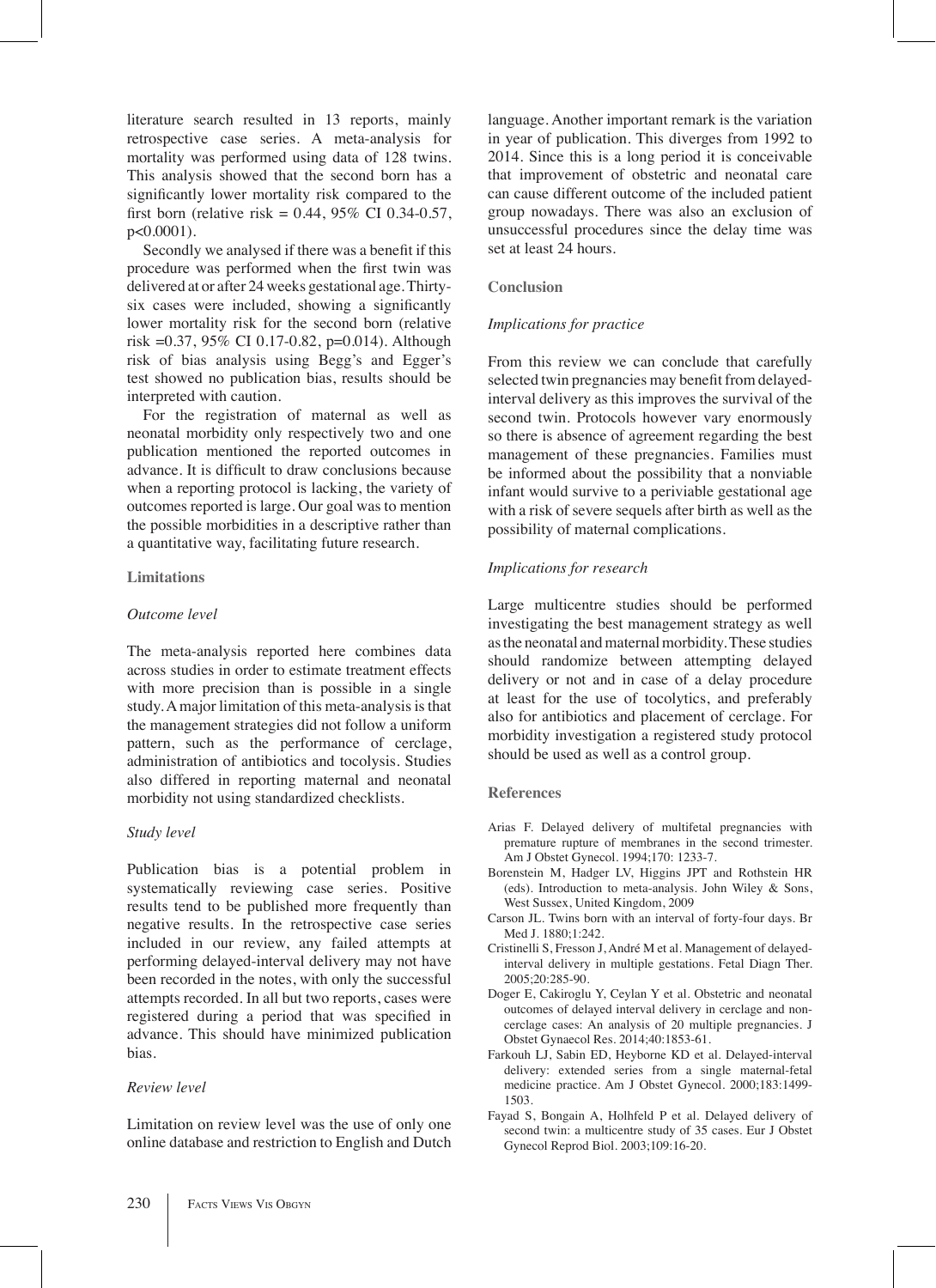literature search resulted in 13 reports, mainly retrospective case series. A meta-analysis for mortality was performed using data of 128 twins. This analysis showed that the second born has a significantly lower mortality risk compared to the first born (relative risk = 0.44, 95% CI 0.34-0.57, p<0.0001).

Secondly we analysed if there was a benefit if this procedure was performed when the first twin was delivered at or after 24 weeks gestational age. Thirty-six cases were included, showing a significantly lower mortality risk for the second born (relative risk =0.37, 95% CI 0.17-0.82, p=0.014). Although risk of bias analysis using Begg's and Egger's test showed no publication bias, results should be interpreted with caution.

For the registration of maternal as well as neonatal morbidity only respectively two and one publication mentioned the reported outcomes in advance. It is difficult to draw conclusions because when a reporting protocol is lacking, the variety of outcomes reported is large. Our goal was to mention the possible morbidities in a descriptive rather than a quantitative way, facilitating future research.

## Limitations

### *Outcome level*

The meta-analysis reported here combines data across studies in order to estimate treatment effects with more precision than is possible in a single study. A major limitation of this meta-analysis is that the management strategies did not follow a uniform pattern, such as the performance of cerclage, administration of antibiotics and tocolysis. Studies also differed in reporting maternal and neonatal morbidity not using standardized checklists.

### *Study level*

Publication bias is a potential problem in systematically reviewing case series. Positive results tend to be published more frequently than negative results. In the retrospective case series included in our review, any failed attempts at performing delayed-interval delivery may not have been recorded in the notes, with only the successful attempts recorded. In all but two reports, cases were registered during a period that was specified in advance. This should have minimized publication bias.

### *Review level*

Limitation on review level was the use of only one online database and restriction to English and Dutch language. Another important remark is the variation in year of publication. This diverges from 1992 to 2014. Since this is a long period it is conceivable that improvement of obstetric and neonatal care can cause different outcome of the included patient group nowadays. There was also an exclusion of unsuccessful procedures since the delay time was set at least 24 hours.

## Conclusion

### *Implications for practice*

From this review we can conclude that carefully selected twin pregnancies may benefit from delayed-interval delivery as this improves the survival of the second twin. Protocols however vary enormously so there is absence of agreement regarding the best management of these pregnancies. Families must be informed about the possibility that a nonviable infant would survive to a periviable gestational age with a risk of severe sequels after birth as well as the possibility of maternal complications.

### *Implications for research*

Large multicentre studies should be performed investigating the best management strategy as well as the neonatal and maternal morbidity. These studies should randomize between attempting delayed delivery or not and in case of a delay procedure at least for the use of tocolytics, and preferably also for antibiotics and placement of cerclage. For morbidity investigation a registered study protocol should be used as well as a control group.

## References

Arias F. Delayed delivery of multifetal pregnancies with premature rupture of membranes in the second trimester. Am J Obstet Gynecol. 1994;170: 1233-7.

Borenstein M, Hadger LV, Higgins JPT and Rothstein HR (eds). Introduction to meta-analysis. John Wiley & Sons, West Sussex, United Kingdom, 2009

Carson JL. Twins born with an interval of forty-four days. Br Med J. 1880;1:242.

Cristinelli S, Fresson J, André M et al. Management of delayed-interval delivery in multiple gestations. Fetal Diagn Ther. 2005;20:285-90.

Doger E, Cakiroglu Y, Ceylan Y et al. Obstetric and neonatal outcomes of delayed interval delivery in cerclage and non-cerclage cases: An analysis of 20 multiple pregnancies. J Obstet Gynaecol Res. 2014;40:1853-61.

Farkouh LJ, Sabin ED, Heyborne KD et al. Delayed-interval delivery: extended series from a single maternal-fetal medicine practice. Am J Obstet Gynecol. 2000;183:1499-1503.

Fayad S, Bongain A, Holhfeld P et al. Delayed delivery of second twin: a multicentre study of 35 cases. Eur J Obstet Gynecol Reprod Biol. 2003;109:16-20.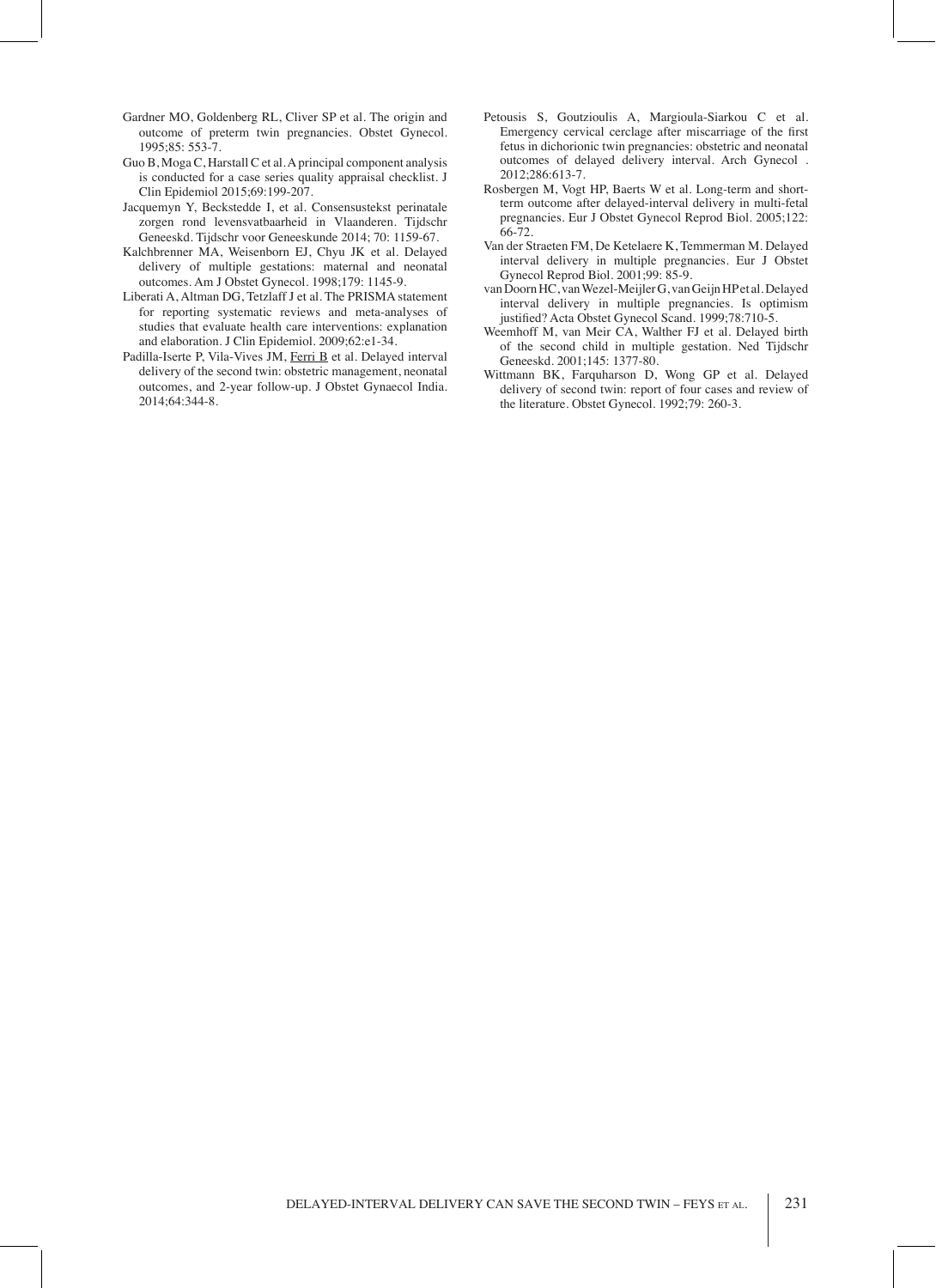Gardner MO, Goldenberg RL, Cliver SP et al. The origin and outcome of preterm twin pregnancies. Obstet Gynecol. 1995;85: 553-7.

Guo B, Moga C, Harstall C et al. A principal component analysis is conducted for a case series quality appraisal checklist. J Clin Epidemiol 2015;69:199-207.

Jacquemyn Y, Beckstedde I, et al. Consensustekst perinatale zorgen rond levensvatbaarheid in Vlaanderen. Tijdschr Geneeskd. Tijdschr voor Geneeskunde 2014; 70: 1159-67.

Kalchbrenner MA, Weisenborn EJ, Chyu JK et al. Delayed delivery of multiple gestations: maternal and neonatal outcomes. Am J Obstet Gynecol. 1998;179: 1145-9.

Liberati A, Altman DG, Tetzlaff J et al. The PRISMA statement for reporting systematic reviews and meta-analyses of studies that evaluate health care interventions: explanation and elaboration. J Clin Epidemiol. 2009;62:e1-34.

Padilla-Iserte P, Vila-Vives JM, Ferri B et al. Delayed interval delivery of the second twin: obstetric management, neonatal outcomes, and 2-year follow-up. J Obstet Gynaecol India. 2014;64:344-8.

Petousis S, Goutzioulis A, Margioula-Siarkou C et al. Emergency cervical cerclage after miscarriage of the first fetus in dichorionic twin pregnancies: obstetric and neonatal outcomes of delayed delivery interval. Arch Gynecol . 2012;286:613-7.

Rosbergen M, Vogt HP, Baerts W et al. Long-term and short-term outcome after delayed-interval delivery in multi-fetal pregnancies. Eur J Obstet Gynecol Reprod Biol. 2005;122: 66-72.

Van der Straeten FM, De Ketelaere K, Temmerman M. Delayed interval delivery in multiple pregnancies. Eur J Obstet Gynecol Reprod Biol. 2001;99: 85-9.

van Doorn HC, van Wezel-Meijler G, van Geijn HP et al. Delayed interval delivery in multiple pregnancies. Is optimism justified? Acta Obstet Gynecol Scand. 1999;78:710-5.

Weemhoff M, van Meir CA, Walther FJ et al. Delayed birth of the second child in multiple gestation. Ned Tijdschr Geneeskd. 2001;145: 1377-80.

Wittmann BK, Farquharson D, Wong GP et al. Delayed delivery of second twin: report of four cases and review of the literature. Obstet Gynecol. 1992;79: 260-3.